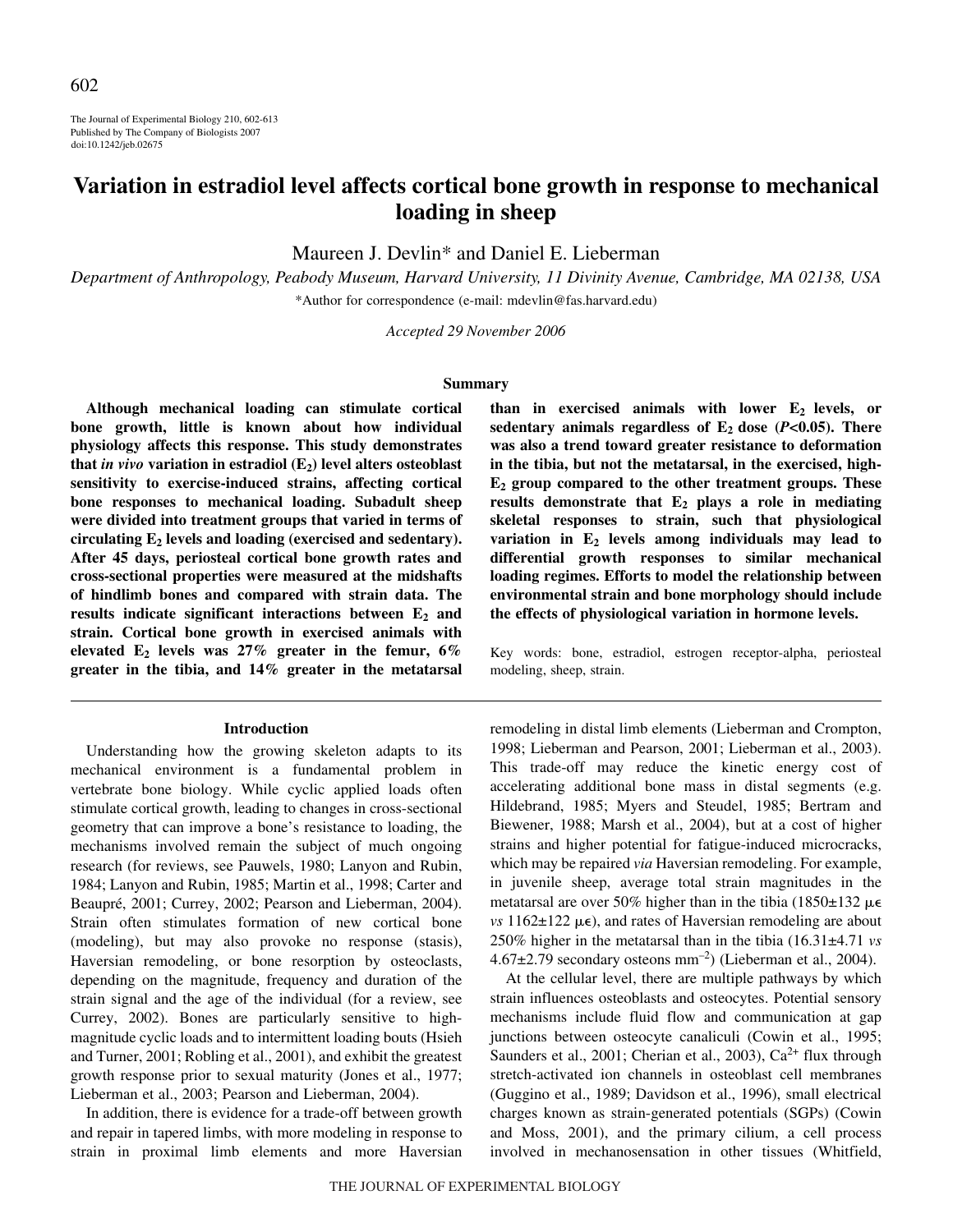# Variation in estradiol level affects cortical bone growth in response to mechanical loading in sheep

Maureen J. Devlin* and Daniel E. Lieberman

*Department of Anthropology, Peabody Museum, Harvard University, 11 Divinity Avenue, Cambridge, MA 02138, USA*

*Author for correspondence (e-mail: mdevlin@fas.harvard.edu)

*Accepted 29 November 2006*

## Summary

**Although mechanical loading can stimulate cortical bone growth, little is known about how individual physiology affects this response. This study demonstrates that *in vivo* variation in estradiol ($E_2$) level alters osteoblast sensitivity to exercise-induced strains, affecting cortical bone responses to mechanical loading. Subadult sheep were divided into treatment groups that varied in terms of circulating $E_2$ levels and loading (exercised and sedentary). After 45 days, periosteal cortical bone growth rates and cross-sectional properties were measured at the midshafts of hindlimb bones and compared with strain data. The results indicate significant interactions between $E_2$ and strain. Cortical bone growth in exercised animals with elevated $E_2$ levels was 27% greater in the femur, 6% greater in the tibia, and 14% greater in the metatarsal than in exercised animals with lower $E_2$ levels, or sedentary animals regardless of $E_2$ dose ($P$<0.05). There was also a trend toward greater resistance to deformation in the tibia, but not the metatarsal, in the exercised, high-$E_2$ group compared to the other treatment groups. These results demonstrate that $E_2$ plays a role in mediating skeletal responses to strain, such that physiological variation in $E_2$ levels among individuals may lead to differential growth responses to similar mechanical loading regimes. Efforts to model the relationship between environmental strain and bone morphology should include the effects of physiological variation in hormone levels.**

Key words: bone, estradiol, estrogen receptor-alpha, periosteal modeling, sheep, strain.

## Introduction

Understanding how the growing skeleton adapts to its mechanical environment is a fundamental problem in vertebrate bone biology. While cyclic applied loads often stimulate cortical growth, leading to changes in cross-sectional geometry that can improve a bone's resistance to loading, the mechanisms involved remain the subject of much ongoing research (for reviews, see Pauwels, 1980; Lanyon and Rubin, 1984; Lanyon and Rubin, 1985; Martin et al., 1998; Carter and Beaupré, 2001; Currey, 2002; Pearson and Lieberman, 2004). Strain often stimulates formation of new cortical bone (modeling), but may also provoke no response (stasis), Haversian remodeling, or bone resorption by osteoclasts, depending on the magnitude, frequency and duration of the strain signal and the age of the individual (for a review, see Currey, 2002). Bones are particularly sensitive to high-magnitude cyclic loads and to intermittent loading bouts (Hsieh and Turner, 2001; Robling et al., 2001), and exhibit the greatest growth response prior to sexual maturity (Jones et al., 1977; Lieberman et al., 2003; Pearson and Lieberman, 2004).

In addition, there is evidence for a trade-off between growth and repair in tapered limbs, with more modeling in response to strain in proximal limb elements and more Haversian remodeling in distal limb elements (Lieberman and Crompton, 1998; Lieberman and Pearson, 2001; Lieberman et al., 2003). This trade-off may reduce the kinetic energy cost of accelerating additional bone mass in distal segments (e.g. Hildebrand, 1985; Myers and Steudel, 1985; Bertram and Biewener, 1988; Marsh et al., 2004), but at a cost of higher strains and higher potential for fatigue-induced microcracks, which may be repaired *via* Haversian remodeling. For example, in juvenile sheep, average total strain magnitudes in the metatarsal are over 50% higher than in the tibia (1850±132 με *vs* 1162±122 με), and rates of Haversian remodeling are about 250% higher in the metatarsal than in the tibia (16.31±4.71 *vs* 4.67±2.79 secondary osteons mm$^{-2}$) (Lieberman et al., 2004).

At the cellular level, there are multiple pathways by which strain influences osteoblasts and osteocytes. Potential sensory mechanisms include fluid flow and communication at gap junctions between osteocyte canaliculi (Cowin et al., 1995; Saunders et al., 2001; Cherian et al., 2003), $Ca^{2+}$ flux through stretch-activated ion channels in osteoblast cell membranes (Guggino et al., 1989; Davidson et al., 1996), small electrical charges known as strain-generated potentials (SGPs) (Cowin and Moss, 2001), and the primary cilium, a cell process involved in mechanosensation in other tissues (Whitfield,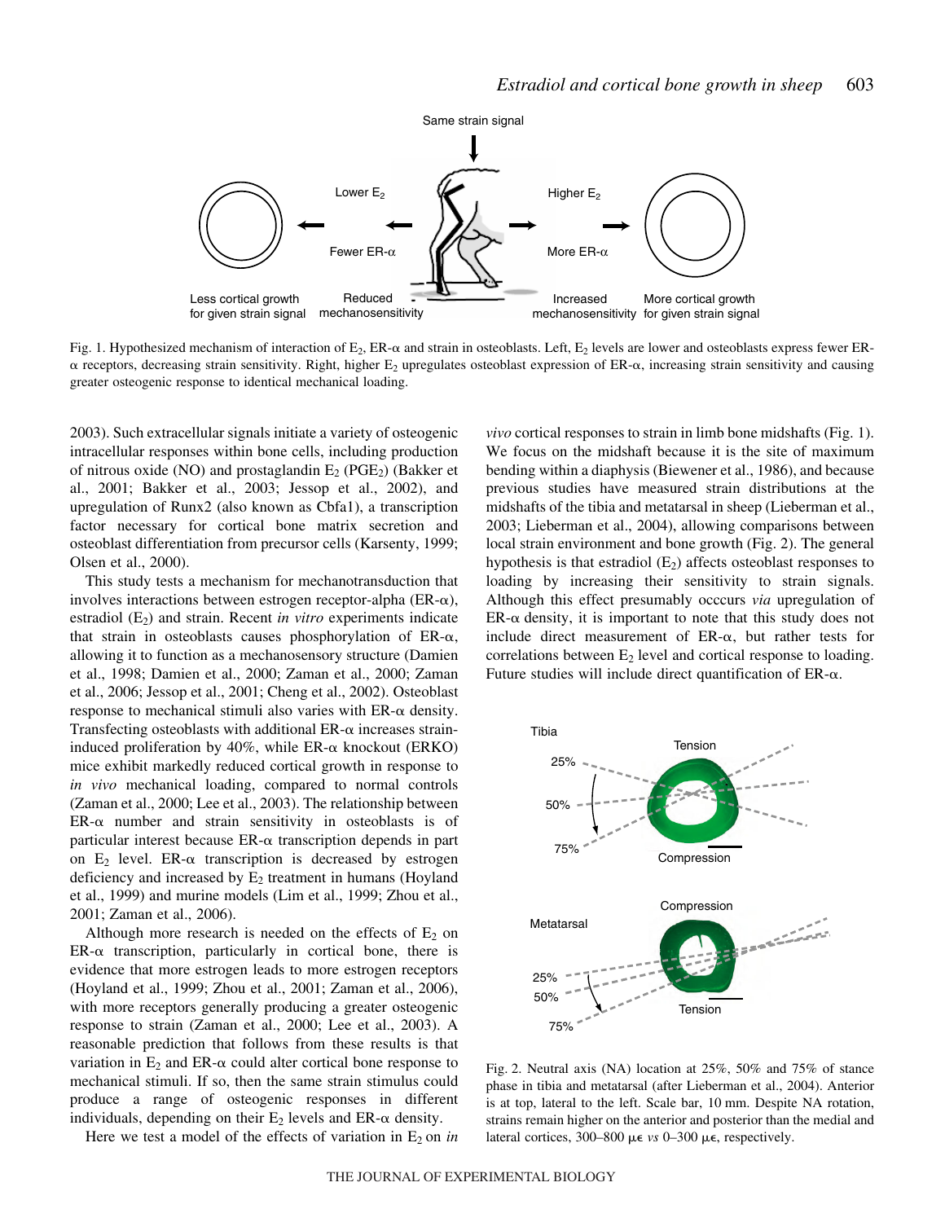Fig. 1. Hypothesized mechanism of interaction of $E_2$, ER-α and strain in osteoblasts. Left, $E_2$ levels are lower and osteoblasts express fewer ER-α receptors, decreasing strain sensitivity. Right, higher $E_2$ upregulates osteoblast expression of ER-α, increasing strain sensitivity and causing greater osteogenic response to identical mechanical loading.

2003). Such extracellular signals initiate a variety of osteogenic intracellular responses within bone cells, including production of nitrous oxide (NO) and prostaglandin $E_2$ ($PGE_2$) (Bakker et al., 2001; Bakker et al., 2003; Jessop et al., 2002), and upregulation of Runx2 (also known as Cbfa1), a transcription factor necessary for cortical bone matrix secretion and osteoblast differentiation from precursor cells (Karsenty, 1999; Olsen et al., 2000).

This study tests a mechanism for mechanotransduction that involves interactions between estrogen receptor-alpha (ER-α), estradiol ($E_2$) and strain. Recent *in vitro* experiments indicate that strain in osteoblasts causes phosphorylation of ER-α, allowing it to function as a mechanosensory structure (Damien et al., 1998; Damien et al., 2000; Zaman et al., 2000; Zaman et al., 2006; Jessop et al., 2001; Cheng et al., 2002). Osteoblast response to mechanical stimuli also varies with ER-α density. Transfecting osteoblasts with additional ER-α increases strain-induced proliferation by 40%, while ER-α knockout (ERKO) mice exhibit markedly reduced cortical growth in response to *in vivo* mechanical loading, compared to normal controls (Zaman et al., 2000; Lee et al., 2003). The relationship between ER-α number and strain sensitivity in osteoblasts is of particular interest because ER-α transcription depends in part on $E_2$ level. ER-α transcription is decreased by estrogen deficiency and increased by $E_2$ treatment in humans (Hoyland et al., 1999) and murine models (Lim et al., 1999; Zhou et al., 2001; Zaman et al., 2006).

Although more research is needed on the effects of $E_2$ on ER-α transcription, particularly in cortical bone, there is evidence that more estrogen leads to more estrogen receptors (Hoyland et al., 1999; Zhou et al., 2001; Zaman et al., 2006), with more receptors generally producing a greater osteogenic response to strain (Zaman et al., 2000; Lee et al., 2003). A reasonable prediction that follows from these results is that variation in $E_2$ and ER-α could alter cortical bone response to mechanical stimuli. If so, then the same strain stimulus could produce a range of osteogenic responses in different individuals, depending on their $E_2$ levels and ER-α density.

Here we test a model of the effects of variation in $E_2$ on *in vivo* cortical responses to strain in limb bone midshafts (Fig. 1). We focus on the midshaft because it is the site of maximum bending within a diaphysis (Biewener et al., 1986), and because previous studies have measured strain distributions at the midshafts of the tibia and metatarsal in sheep (Lieberman et al., 2003; Lieberman et al., 2004), allowing comparisons between local strain environment and bone growth (Fig. 2). The general hypothesis is that estradiol ($E_2$) affects osteoblast responses to loading by increasing their sensitivity to strain signals. Although this effect presumably occcurs *via* upregulation of ER-α density, it is important to note that this study does not include direct measurement of ER-α, but rather tests for correlations between $E_2$ level and cortical response to loading. Future studies will include direct quantification of ER-α.

Fig. 2. Neutral axis (NA) location at 25%, 50% and 75% of stance phase in tibia and metatarsal (after Lieberman et al., 2004). Anterior is at top, lateral to the left. Scale bar, 10 mm. Despite NA rotation, strains remain higher on the anterior and posterior than the medial and lateral cortices, 300–800 $\mu\epsilon$ *vs* 0–300 $\mu\epsilon$, respectively.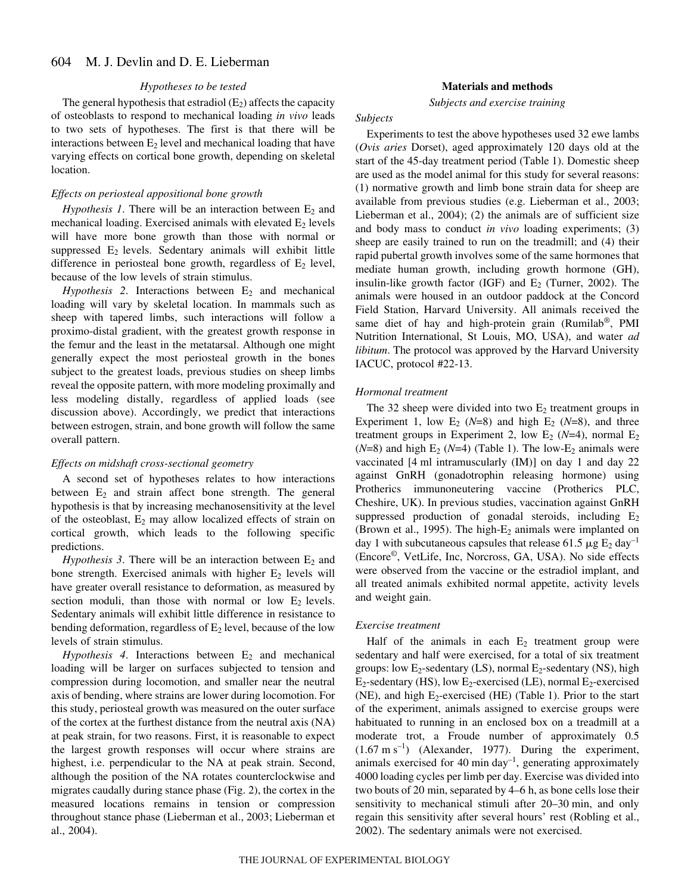### Hypotheses to be tested

The general hypothesis that estradiol ($E_2$) affects the capacity of osteoblasts to respond to mechanical loading *in vivo* leads to two sets of hypotheses. The first is that there will be interactions between $E_2$ level and mechanical loading that have varying effects on cortical bone growth, depending on skeletal location.

#### Effects on periosteal appositional bone growth

*Hypothesis 1*. There will be an interaction between $E_2$ and mechanical loading. Exercised animals with elevated $E_2$ levels will have more bone growth than those with normal or suppressed $E_2$ levels. Sedentary animals will exhibit little difference in periosteal bone growth, regardless of $E_2$ level, because of the low levels of strain stimulus.

*Hypothesis 2*. Interactions between $E_2$ and mechanical loading will vary by skeletal location. In mammals such as sheep with tapered limbs, such interactions will follow a proximo-distal gradient, with the greatest growth response in the femur and the least in the metatarsal. Although one might generally expect the most periosteal growth in the bones subject to the greatest loads, previous studies on sheep limbs reveal the opposite pattern, with more modeling proximally and less modeling distally, regardless of applied loads (see discussion above). Accordingly, we predict that interactions between estrogen, strain, and bone growth will follow the same overall pattern.

#### Effects on midshaft cross-sectional geometry

A second set of hypotheses relates to how interactions between $E_2$ and strain affect bone strength. The general hypothesis is that by increasing mechanosensitivity at the level of the osteoblast, $E_2$ may allow localized effects of strain on cortical growth, which leads to the following specific predictions.

*Hypothesis 3*. There will be an interaction between $E_2$ and bone strength. Exercised animals with higher $E_2$ levels will have greater overall resistance to deformation, as measured by section moduli, than those with normal or low $E_2$ levels. Sedentary animals will exhibit little difference in resistance to bending deformation, regardless of $E_2$ level, because of the low levels of strain stimulus.

*Hypothesis 4*. Interactions between $E_2$ and mechanical loading will be larger on surfaces subjected to tension and compression during locomotion, and smaller near the neutral axis of bending, where strains are lower during locomotion. For this study, periosteal growth was measured on the outer surface of the cortex at the furthest distance from the neutral axis (NA) at peak strain, for two reasons. First, it is reasonable to expect the largest growth responses will occur where strains are highest, i.e. perpendicular to the NA at peak strain. Second, although the position of the NA rotates counterclockwise and migrates caudally during stance phase (Fig. 2), the cortex in the measured locations remains in tension or compression throughout stance phase (Lieberman et al., 2003; Lieberman et al., 2004).

## Materials and methods

### Subjects and exercise training

#### Subjects

Experiments to test the above hypotheses used 32 ewe lambs (*Ovis aries* Dorset), aged approximately 120 days old at the start of the 45-day treatment period (Table 1). Domestic sheep are used as the model animal for this study for several reasons: (1) normative growth and limb bone strain data for sheep are available from previous studies (e.g. Lieberman et al., 2003; Lieberman et al., 2004); (2) the animals are of sufficient size and body mass to conduct *in vivo* loading experiments; (3) sheep are easily trained to run on the treadmill; and (4) their rapid pubertal growth involves some of the same hormones that mediate human growth, including growth hormone (GH), insulin-like growth factor (IGF) and $E_2$ (Turner, 2002). The animals were housed in an outdoor paddock at the Concord Field Station, Harvard University. All animals received the same diet of hay and high-protein grain (Rumilab®, PMI Nutrition International, St Louis, MO, USA), and water *ad libitum*. The protocol was approved by the Harvard University IACUC, protocol #22-13.

#### Hormonal treatment

The 32 sheep were divided into two $E_2$ treatment groups in Experiment 1, low $E_2$ ($N$=8) and high $E_2$ ($N$=8), and three treatment groups in Experiment 2, low $E_2$ ($N$=4), normal $E_2$ ($N$=8) and high $E_2$ ($N$=4) (Table 1). The low-$E_2$ animals were vaccinated [4 ml intramuscularly (IM)] on day 1 and day 22 against GnRH (gonadotrophin releasing hormone) using Protherics immunoneutering vaccine (Protherics PLC, Cheshire, UK). In previous studies, vaccination against GnRH suppressed production of gonadal steroids, including $E_2$ (Brown et al., 1995). The high-$E_2$ animals were implanted on day 1 with subcutaneous capsules that release 61.5 $\mu$g $E_2$ day$^{-1}$ (Encore©, VetLife, Inc, Norcross, GA, USA). No side effects were observed from the vaccine or the estradiol implant, and all treated animals exhibited normal appetite, activity levels and weight gain.

#### Exercise treatment

Half of the animals in each $E_2$ treatment group were sedentary and half were exercised, for a total of six treatment groups: low $E_2$-sedentary (LS), normal $E_2$-sedentary (NS), high $E_2$-sedentary (HS), low $E_2$-exercised (LE), normal $E_2$-exercised (NE), and high $E_2$-exercised (HE) (Table 1). Prior to the start of the experiment, animals assigned to exercise groups were habituated to running in an enclosed box on a treadmill at a moderate trot, a Froude number of approximately 0.5 (1.67 m s$^{-1}$) (Alexander, 1977). During the experiment, animals exercised for 40 min day$^{-1}$, generating approximately 4000 loading cycles per limb per day. Exercise was divided into two bouts of 20 min, separated by 4–6 h, as bone cells lose their sensitivity to mechanical stimuli after 20–30 min, and only regain this sensitivity after several hours' rest (Robling et al., 2002). The sedentary animals were not exercised.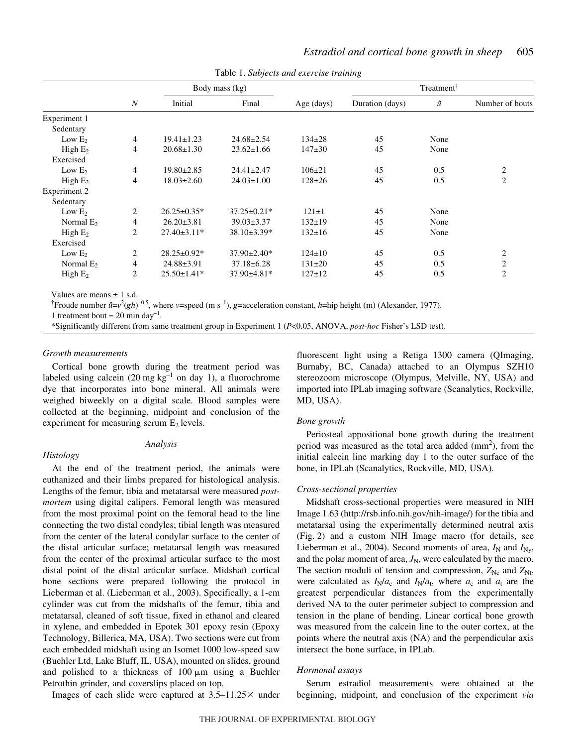Table 1. *Subjects and exercise training*

| | *N* | Body mass (kg) | | Age (days) | Treatment[†] | | |
|---|---|---|---|---|---|---|---|
| | | Initial | Final | | Duration (days) | $\hat{u}$ | Number of bouts |
| Experiment 1 | | | | | | | |
| Sedentary | | | | | | | |
| Low $E_2$ | 4 | 19.41±1.23 | 24.68±2.54 | 134±28 | 45 | None | |
| High $E_2$ | 4 | 20.68±1.30 | 23.62±1.66 | 147±30 | 45 | None | |
| Exercised | | | | | | | |
| Low $E_2$ | 4 | 19.80±2.85 | 24.41±2.47 | 106±21 | 45 | 0.5 | 2 |
| High $E_2$ | 4 | 18.03±2.60 | 24.03±1.00 | 128±26 | 45 | 0.5 | 2 |
| Experiment 2 | | | | | | | |
| Sedentary | | | | | | | |
| Low $E_2$ | 2 | 26.25±0.35* | 37.25±0.21* | 121±1 | 45 | None | |
| Normal $E_2$ | 4 | 26.20±3.81 | 39.03±3.37 | 132±19 | 45 | None | |
| High $E_2$ | 2 | 27.40±3.11* | 38.10±3.39* | 132±16 | 45 | None | |
| Exercised | | | | | | | |
| Low $E_2$ | 2 | 28.25±0.92* | 37.90±2.40* | 124±10 | 45 | 0.5 | 2 |
| Normal $E_2$ | 4 | 24.88±3.91 | 37.18±6.28 | 131±20 | 45 | 0.5 | 2 |
| High $E_2$ | 2 | 25.50±1.41* | 37.90±4.81* | 127±12 | 45 | 0.5 | 2 |

Values are means ± 1 s.d.

[†]Froude number $\hat{u}=v^2(\boldsymbol{g}h)^{-0.5}$, where $v$=speed (m s$^{-1}$), $\boldsymbol{g}$=acceleration constant, $h$=hip height (m) (Alexander, 1977).

1 treatment bout = 20 min day$^{-1}$.

*Significantly different from same treatment group in Experiment 1 ($P$<0.05, ANOVA, *post-hoc* Fisher's LSD test).

### *Growth measurements*

Cortical bone growth during the treatment period was labeled using calcein (20 mg kg$^{-1}$ on day 1), a fluorochrome dye that incorporates into bone mineral. All animals were weighed biweekly on a digital scale. Blood samples were collected at the beginning, midpoint and conclusion of the experiment for measuring serum $E_2$ levels.

## *Analysis*

### *Histology*

At the end of the treatment period, the animals were euthanized and their limbs prepared for histological analysis. Lengths of the femur, tibia and metatarsal were measured *post-mortem* using digital calipers. Femoral length was measured from the most proximal point on the femoral head to the line connecting the two distal condyles; tibial length was measured from the center of the lateral condylar surface to the center of the distal articular surface; metatarsal length was measured from the center of the proximal articular surface to the most distal point of the distal articular surface. Midshaft cortical bone sections were prepared following the protocol in Lieberman et al. (Lieberman et al., 2003). Specifically, a 1-cm cylinder was cut from the midshafts of the femur, tibia and metatarsal, cleaned of soft tissue, fixed in ethanol and cleared in xylene, and embedded in Epotek 301 epoxy resin (Epoxy Technology, Billerica, MA, USA). Two sections were cut from each embedded midshaft using an Isomet 1000 low-speed saw (Buehler Ltd, Lake Bluff, IL, USA), mounted on slides, ground and polished to a thickness of 100 μm using a Buehler Petrothin grinder, and coverslips placed on top.

Images of each slide were captured at 3.5–11.25× under fluorescent light using a Retiga 1300 camera (QImaging, Burnaby, BC, Canada) attached to an Olympus SZH10 stereozoom microscope (Olympus, Melville, NY, USA) and imported into IPLab imaging software (Scanalytics, Rockville, MD, USA).

### *Bone growth*

Periosteal appositional bone growth during the treatment period was measured as the total area added (mm$^2$), from the initial calcein line marking day 1 to the outer surface of the bone, in IPLab (Scanalytics, Rockville, MD, USA).

### *Cross-sectional properties*

Midshaft cross-sectional properties were measured in NIH Image 1.63 (http://rsb.info.nih.gov/nih-image/) for the tibia and metatarsal using the experimentally determined neutral axis (Fig. 2) and a custom NIH Image macro (for details, see Lieberman et al., 2004). Second moments of area, $I_N$ and $I_{Ny}$, and the polar moment of area, $J_N$, were calculated by the macro. The section moduli of tension and compression, $Z_{Nc}$ and $Z_{Nt}$, were calculated as $I_N/a_c$ and $I_N/a_t$, where $a_c$ and $a_t$ are the greatest perpendicular distances from the experimentally derived NA to the outer perimeter subject to compression and tension in the plane of bending. Linear cortical bone growth was measured from the calcein line to the outer cortex, at the points where the neutral axis (NA) and the perpendicular axis intersect the bone surface, in IPLab.

### *Hormonal assays*

Serum estradiol measurements were obtained at the beginning, midpoint, and conclusion of the experiment *via*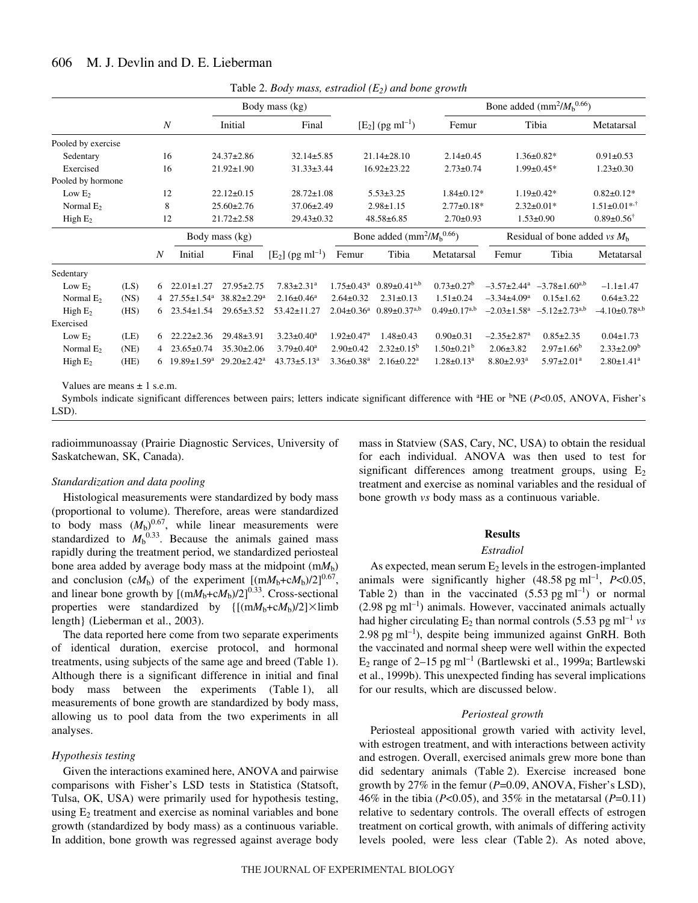Table 2. *Body mass, estradiol ($E_2$) and bone growth*

| | $N$ | Body mass (kg) | | $[E_2]$ (pg ml$^{-1}$) | Bone added (mm$^2$/$M_b^{0.66}$) | | |
|---|---|---|---|---|---|---|---|
| | | Initial | Final | | Femur | Tibia | Metatarsal |
| Pooled by exercise | | | | | | | |
| Sedentary | 16 | 24.37±2.86 | 32.14±5.85 | 21.14±28.10 | 2.14±0.45 | 1.36±0.82* | 0.91±0.53 |
| Exercised | 16 | 21.92±1.90 | 31.33±3.44 | 16.92±23.22 | 2.73±0.74 | 1.99±0.45* | 1.23±0.30 |
| Pooled by hormone | | | | | | | |
| Low $E_2$ | 12 | 22.12±0.15 | 28.72±1.08 | 5.53±3.25 | 1.84±0.12* | 1.19±0.42* | 0.82±0.12* |
| Normal $E_2$ | 8 | 25.60±2.76 | 37.06±2.49 | 2.98±1.15 | 2.77±0.18* | 2.32±0.01* | 1.51±0.01*,† |
| High $E_2$ | 12 | 21.72±2.58 | 29.43±0.32 | 48.58±6.85 | 2.70±0.93 | 1.53±0.90 | 0.89±0.56† |

| | | $N$ | Body mass (kg) | | $[E_2]$ (pg ml$^{-1}$) | Bone added (mm$^2$/$M_b^{0.66}$) | | | Residual of bone added *vs* $M_b$ | | |
|---|---|---|---|---|---|---|---|---|---|---|---|
| | | | Initial | Final | | Femur | Tibia | Metatarsal | Femur | Tibia | Metatarsal |
| Sedentary | | | | | | | | | | | |
| Low $E_2$ | (LS) | 6 | 22.01±1.27 | 27.95±2.75 | 7.83±2.31[a] | 1.75±0.43[a] | 0.89±0.41[a,b] | 0.73±0.27[b] | –3.57±2.44[a] | –3.78±1.60[a,b] | –1.1±1.47 |
| Normal $E_2$ | (NS) | 4 | 27.55±1.54[a] | 38.82±2.29[a] | 2.16±0.46[a] | 2.64±0.32 | 2.31±0.13 | 1.51±0.24 | –3.34±4.09[a] | 0.15±1.62 | 0.64±3.22 |
| High $E_2$ | (HS) | 6 | 23.54±1.54 | 29.65±3.52 | 53.42±11.27 | 2.04±0.36[a] | 0.89±0.37[a,b] | 0.49±0.17[a,b] | –2.03±1.58[a] | –5.12±2.73[a,b] | –4.10±0.78[a,b] |
| Exercised | | | | | | | | | | | |
| Low $E_2$ | (LE) | 6 | 22.22±2.36 | 29.48±3.91 | 3.23±0.40[a] | 1.92±0.47[a] | 1.48±0.43 | 0.90±0.31 | –2.35±2.87[a] | 0.85±2.35 | 0.04±1.73 |
| Normal $E_2$ | (NE) | 4 | 23.65±0.74 | 35.30±2.06 | 3.79±0.40[a] | 2.90±0.42 | 2.32±0.15[b] | 1.50±0.21[b] | 2.06±3.82 | 2.97±1.66[b] | 2.33±2.09[b] |
| High $E_2$ | (HE) | 6 | 19.89±1.59[a] | 29.20±2.42[a] | 43.73±5.13[a] | 3.36±0.38[a] | 2.16±0.22[a] | 1.28±0.13[a] | 8.80±2.93[a] | 5.97±2.01[a] | 2.80±1.41[a] |

Values are means ± 1 s.e.m.

Symbols indicate significant differences between pairs; letters indicate significant difference with [a]HE or [b]NE ($P$<0.05, ANOVA, Fisher's LSD).

radioimmunoassay (Prairie Diagnostic Services, University of Saskatchewan, SK, Canada).

### *Standardization and data pooling*

Histological measurements were standardized by body mass (proportional to volume). Therefore, areas were standardized to body mass $(M_b)^{0.67}$, while linear measurements were standardized to $M_b^{0.33}$. Because the animals gained mass rapidly during the treatment period, we standardized periosteal bone area added by average body mass at the midpoint (m$M_b$) and conclusion (c$M_b$) of the experiment $[(\mathrm{m}M_b+\mathrm{c}M_b)/2]^{0.67}$, and linear bone growth by $[(\mathrm{m}M_b+\mathrm{c}M_b)/2]^{0.33}$. Cross-sectional properties were standardized by $\{[(\mathrm{m}M_b+\mathrm{c}M_b)/2]\times$limb length$\}$ (Lieberman et al., 2003).

The data reported here come from two separate experiments of identical duration, exercise protocol, and hormonal treatments, using subjects of the same age and breed (Table 1). Although there is a significant difference in initial and final body mass between the experiments (Table 1), all measurements of bone growth are standardized by body mass, allowing us to pool data from the two experiments in all analyses.

### *Hypothesis testing*

Given the interactions examined here, ANOVA and pairwise comparisons with Fisher's LSD tests in Statistica (Statsoft, Tulsa, OK, USA) were primarily used for hypothesis testing, using $E_2$ treatment and exercise as nominal variables and bone growth (standardized by body mass) as a continuous variable. In addition, bone growth was regressed against average body mass in Statview (SAS, Cary, NC, USA) to obtain the residual for each individual. ANOVA was then used to test for significant differences among treatment groups, using $E_2$ treatment and exercise as nominal variables and the residual of bone growth *vs* body mass as a continuous variable.

## Results

### *Estradiol*

As expected, mean serum $E_2$ levels in the estrogen-implanted animals were significantly higher (48.58 pg ml$^{-1}$, $P$<0.05, Table 2) than in the vaccinated (5.53 pg ml$^{-1}$) or normal (2.98 pg ml$^{-1}$) animals. However, vaccinated animals actually had higher circulating $E_2$ than normal controls (5.53 pg ml$^{-1}$ *vs* 2.98 pg ml$^{-1}$), despite being immunized against GnRH. Both the vaccinated and normal sheep were well within the expected $E_2$ range of 2–15 pg ml$^{-1}$ (Bartlewski et al., 1999a; Bartlewski et al., 1999b). This unexpected finding has several implications for our results, which are discussed below.

### *Periosteal growth*

Periosteal appositional growth varied with activity level, with estrogen treatment, and with interactions between activity and estrogen. Overall, exercised animals grew more bone than did sedentary animals (Table 2). Exercise increased bone growth by 27% in the femur ($P$=0.09, ANOVA, Fisher's LSD), 46% in the tibia ($P$<0.05), and 35% in the metatarsal ($P$=0.11) relative to sedentary controls. The overall effects of estrogen treatment on cortical growth, with animals of differing activity levels pooled, were less clear (Table 2). As noted above,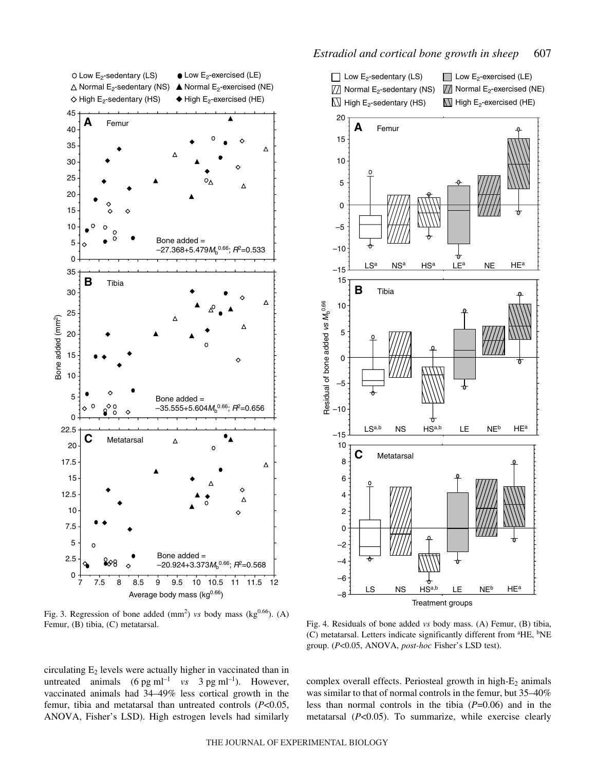Fig. 3. Regression of bone added (mm$^2$) *vs* body mass (kg$^{0.66}$). (A) Femur, (B) tibia, (C) metatarsal.

Fig. 4. Residuals of bone added *vs* body mass. (A) Femur, (B) tibia, (C) metatarsal. Letters indicate significantly different from [a]HE, [b]NE group. ($P<0.05$, ANOVA, *post-hoc* Fisher's LSD test).

circulating $E_2$ levels were actually higher in vaccinated than in untreated animals ($6\ \mathrm{pg\ ml^{-1}}$ *vs* $3\ \mathrm{pg\ ml^{-1}}$). However, vaccinated animals had 34–49% less cortical growth in the femur, tibia and metatarsal than untreated controls ($P<0.05$, ANOVA, Fisher's LSD). High estrogen levels had similarly complex overall effects. Periosteal growth in high-$E_2$ animals was similar to that of normal controls in the femur, but 35–40% less than normal controls in the tibia ($P=0.06$) and in the metatarsal ($P<0.05$). To summarize, while exercise clearly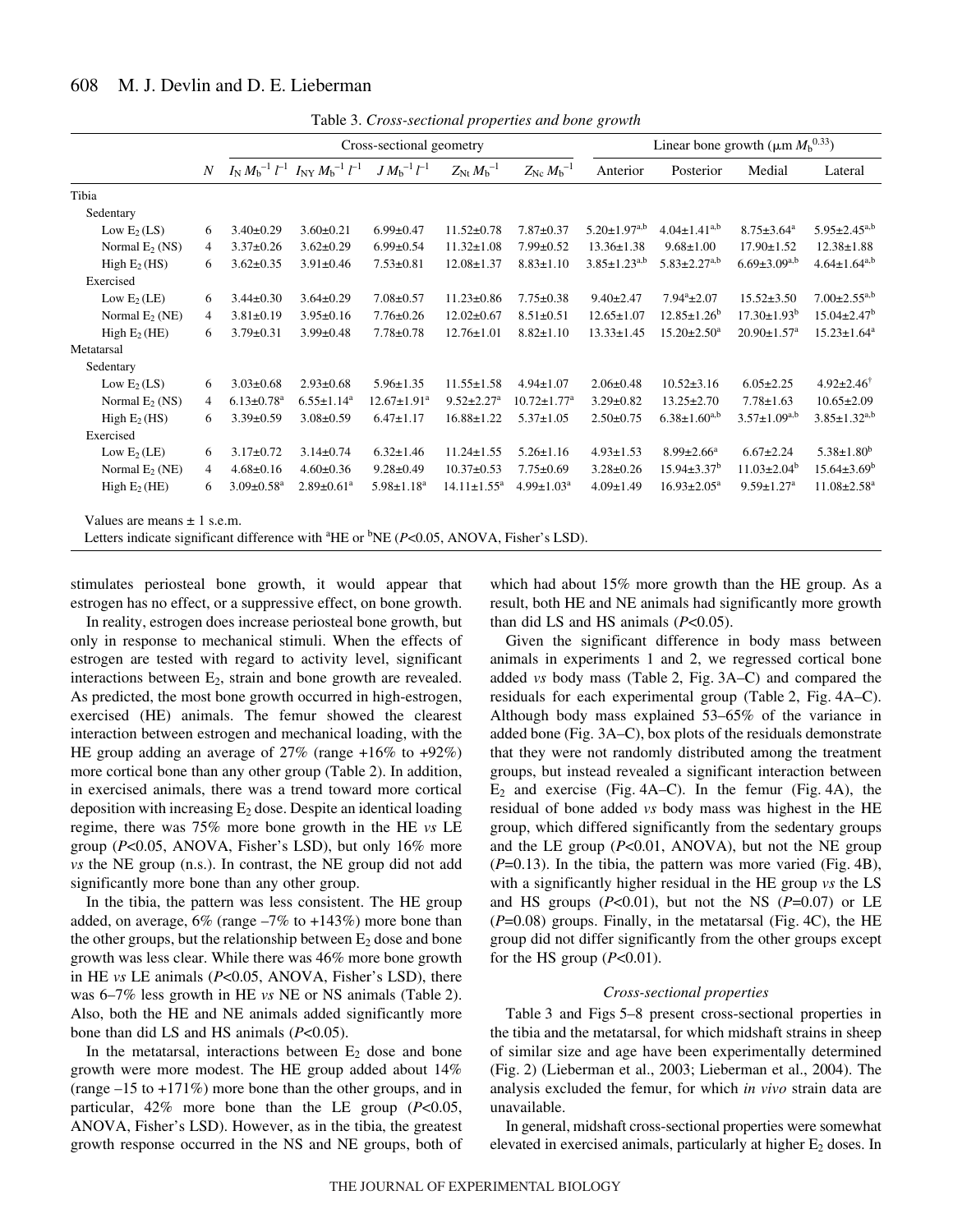Table 3. *Cross-sectional properties and bone growth*

| | | Cross-sectional geometry | | | | | Linear bone growth (μm $M_b^{0.33}$) | | | |
|---|---|---|---|---|---|---|---|---|---|---|
| | $N$ | $I_N M_b^{-1} l^{-1}$ | $I_{NY} M_b^{-1} l^{-1}$ | $J M_b^{-1} l^{-1}$ | $Z_{Nt} M_b^{-1}$ | $Z_{Nc} M_b^{-1}$ | Anterior | Posterior | Medial | Lateral |
| Tibia | | | | | | | | | | |
| Sedentary | | | | | | | | | | |
| Low $E_2$ (LS) | 6 | 3.40±0.29 | 3.60±0.21 | 6.99±0.47 | 11.52±0.78 | 7.87±0.37 | 5.20±1.97[a,b] | 4.04±1.41[a,b] | 8.75±3.64[a] | 5.95±2.45[a,b] |
| Normal $E_2$ (NS) | 4 | 3.37±0.26 | 3.62±0.29 | 6.99±0.54 | 11.32±1.08 | 7.99±0.52 | 13.36±1.38 | 9.68±1.00 | 17.90±1.52 | 12.38±1.88 |
| High $E_2$ (HS) | 6 | 3.62±0.35 | 3.91±0.46 | 7.53±0.81 | 12.08±1.37 | 8.83±1.10 | 3.85±1.23[a,b] | 5.83±2.27[a,b] | 6.69±3.09[a,b] | 4.64±1.64[a,b] |
| Exercised | | | | | | | | | | |
| Low $E_2$ (LE) | 6 | 3.44±0.30 | 3.64±0.29 | 7.08±0.57 | 11.23±0.86 | 7.75±0.38 | 9.40±2.47 | 7.94[a]±2.07 | 15.52±3.50 | 7.00±2.55[a,b] |
| Normal $E_2$ (NE) | 4 | 3.81±0.19 | 3.95±0.16 | 7.76±0.26 | 12.02±0.67 | 8.51±0.51 | 12.65±1.07 | 12.85±1.26[b] | 17.30±1.93[b] | 15.04±2.47[b] |
| High $E_2$ (HE) | 6 | 3.79±0.31 | 3.99±0.48 | 7.78±0.78 | 12.76±1.01 | 8.82±1.10 | 13.33±1.45 | 15.20±2.50[a] | 20.90±1.57[a] | 15.23±1.64[a] |
| Metatarsal | | | | | | | | | | |
| Sedentary | | | | | | | | | | |
| Low $E_2$ (LS) | 6 | 3.03±0.68 | 2.93±0.68 | 5.96±1.35 | 11.55±1.58 | 4.94±1.07 | 2.06±0.48 | 10.52±3.16 | 6.05±2.25 | 4.92±2.46[†] |
| Normal $E_2$ (NS) | 4 | 6.13±0.78[a] | 6.55±1.14[a] | 12.67±1.91[a] | 9.52±2.27[a] | 10.72±1.77[a] | 3.29±0.82 | 13.25±2.70 | 7.78±1.63 | 10.65±2.09 |
| High $E_2$ (HS) | 6 | 3.39±0.59 | 3.08±0.59 | 6.47±1.17 | 16.88±1.22 | 5.37±1.05 | 2.50±0.75 | 6.38±1.60[a,b] | 3.57±1.09[a,b] | 3.85±1.32[a,b] |
| Exercised | | | | | | | | | | |
| Low $E_2$ (LE) | 6 | 3.17±0.72 | 3.14±0.74 | 6.32±1.46 | 11.24±1.55 | 5.26±1.16 | 4.93±1.53 | 8.99±2.66[a] | 6.67±2.24 | 5.38±1.80[b] |
| Normal $E_2$ (NE) | 4 | 4.68±0.16 | 4.60±0.36 | 9.28±0.49 | 10.37±0.53 | 7.75±0.69 | 3.28±0.26 | 15.94±3.37[b] | 11.03±2.04[b] | 15.64±3.69[b] |
| High $E_2$ (HE) | 6 | 3.09±0.58[a] | 2.89±0.61[a] | 5.98±1.18[a] | 14.11±1.55[a] | 4.99±1.03[a] | 4.09±1.49 | 16.93±2.05[a] | 9.59±1.27[a] | 11.08±2.58[a] |

Values are means ± 1 s.e.m.

Letters indicate significant difference with [a]HE or [b]NE ($P$<0.05, ANOVA, Fisher's LSD).

stimulates periosteal bone growth, it would appear that estrogen has no effect, or a suppressive effect, on bone growth.

In reality, estrogen does increase periosteal bone growth, but only in response to mechanical stimuli. When the effects of estrogen are tested with regard to activity level, significant interactions between $E_2$, strain and bone growth are revealed. As predicted, the most bone growth occurred in high-estrogen, exercised (HE) animals. The femur showed the clearest interaction between estrogen and mechanical loading, with the HE group adding an average of 27% (range +16% to +92%) more cortical bone than any other group (Table 2). In addition, in exercised animals, there was a trend toward more cortical deposition with increasing $E_2$ dose. Despite an identical loading regime, there was 75% more bone growth in the HE *vs* LE group ($P$<0.05, ANOVA, Fisher's LSD), but only 16% more *vs* the NE group (n.s.). In contrast, the NE group did not add significantly more bone than any other group.

In the tibia, the pattern was less consistent. The HE group added, on average, 6% (range –7% to +143%) more bone than the other groups, but the relationship between $E_2$ dose and bone growth was less clear. While there was 46% more bone growth in HE *vs* LE animals ($P$<0.05, ANOVA, Fisher's LSD), there was 6–7% less growth in HE *vs* NE or NS animals (Table 2). Also, both the HE and NE animals added significantly more bone than did LS and HS animals ($P$<0.05).

In the metatarsal, interactions between $E_2$ dose and bone growth were more modest. The HE group added about 14% (range –15 to +171%) more bone than the other groups, and in particular, 42% more bone than the LE group ($P$<0.05, ANOVA, Fisher's LSD). However, as in the tibia, the greatest growth response occurred in the NS and NE groups, both of which had about 15% more growth than the HE group. As a result, both HE and NE animals had significantly more growth than did LS and HS animals ($P$<0.05).

Given the significant difference in body mass between animals in experiments 1 and 2, we regressed cortical bone added *vs* body mass (Table 2, Fig. 3A–C) and compared the residuals for each experimental group (Table 2, Fig. 4A–C). Although body mass explained 53–65% of the variance in added bone (Fig. 3A–C), box plots of the residuals demonstrate that they were not randomly distributed among the treatment groups, but instead revealed a significant interaction between $E_2$ and exercise (Fig. 4A–C). In the femur (Fig. 4A), the residual of bone added *vs* body mass was highest in the HE group, which differed significantly from the sedentary groups and the LE group ($P$<0.01, ANOVA), but not the NE group ($P$=0.13). In the tibia, the pattern was more varied (Fig. 4B), with a significantly higher residual in the HE group *vs* the LS and HS groups ($P$<0.01), but not the NS ($P$=0.07) or LE ($P$=0.08) groups. Finally, in the metatarsal (Fig. 4C), the HE group did not differ significantly from the other groups except for the HS group ($P$<0.01).

### *Cross-sectional properties*

Table 3 and Figs 5–8 present cross-sectional properties in the tibia and the metatarsal, for which midshaft strains in sheep of similar size and age have been experimentally determined (Fig. 2) (Lieberman et al., 2003; Lieberman et al., 2004). The analysis excluded the femur, for which *in vivo* strain data are unavailable.

In general, midshaft cross-sectional properties were somewhat elevated in exercised animals, particularly at higher $E_2$ doses. In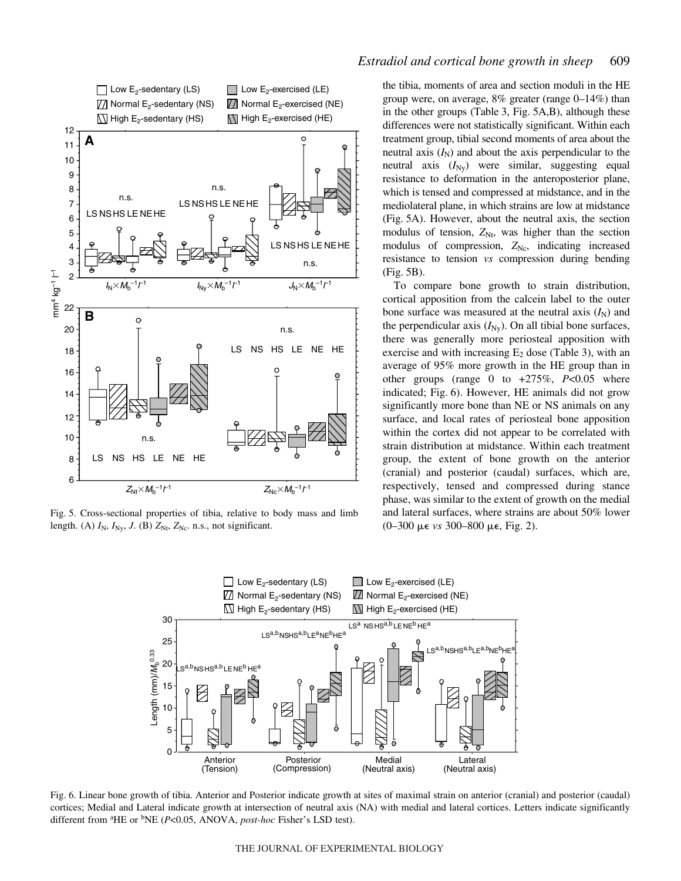the tibia, moments of area and section moduli in the HE group were, on average, 8% greater (range 0–14%) than in the other groups (Table 3, Fig. 5A,B), although these differences were not statistically significant. Within each treatment group, tibial second moments of area about the neutral axis ($I_N$) and about the axis perpendicular to the neutral axis ($I_{Ny}$) were similar, suggesting equal resistance to deformation in the anteroposterior plane, which is tensed and compressed at midstance, and in the mediolateral plane, in which strains are low at midstance (Fig. 5A). However, about the neutral axis, the section modulus of tension, $Z_{Nt}$, was higher than the section modulus of compression, $Z_{Nc}$, indicating increased resistance to tension *vs* compression during bending (Fig. 5B).

To compare bone growth to strain distribution, cortical apposition from the calcein label to the outer bone surface was measured at the neutral axis ($I_N$) and the perpendicular axis ($I_{Ny}$). On all tibial bone surfaces, there was generally more periosteal apposition with exercise and with increasing $E_2$ dose (Table 3), with an average of 95% more growth in the HE group than in other groups (range 0 to +275%, $P<0.05$ where indicated; Fig. 6). However, HE animals did not grow significantly more bone than NE or NS animals on any surface, and local rates of periosteal bone apposition within the cortex did not appear to be correlated with strain distribution at midstance. Within each treatment group, the extent of bone growth on the anterior (cranial) and posterior (caudal) surfaces, which are, respectively, tensed and compressed during stance phase, was similar to the extent of growth on the medial and lateral surfaces, where strains are about 50% lower (0–300 με *vs* 300–800 με, Fig. 2).

Fig. 5. Cross-sectional properties of tibia, relative to body mass and limb length. (A) $I_N$, $I_{Ny}$, $J$. (B) $Z_{Nt}$, $Z_{Nc}$. n.s., not significant.

Fig. 6. Linear bone growth of tibia. Anterior and Posterior indicate growth at sites of maximal strain on anterior (cranial) and posterior (caudal) cortices; Medial and Lateral indicate growth at intersection of neutral axis (NA) with medial and lateral cortices. Letters indicate significantly different from [a]HE or [b]NE ($P<0.05$, ANOVA, *post-hoc* Fisher's LSD test).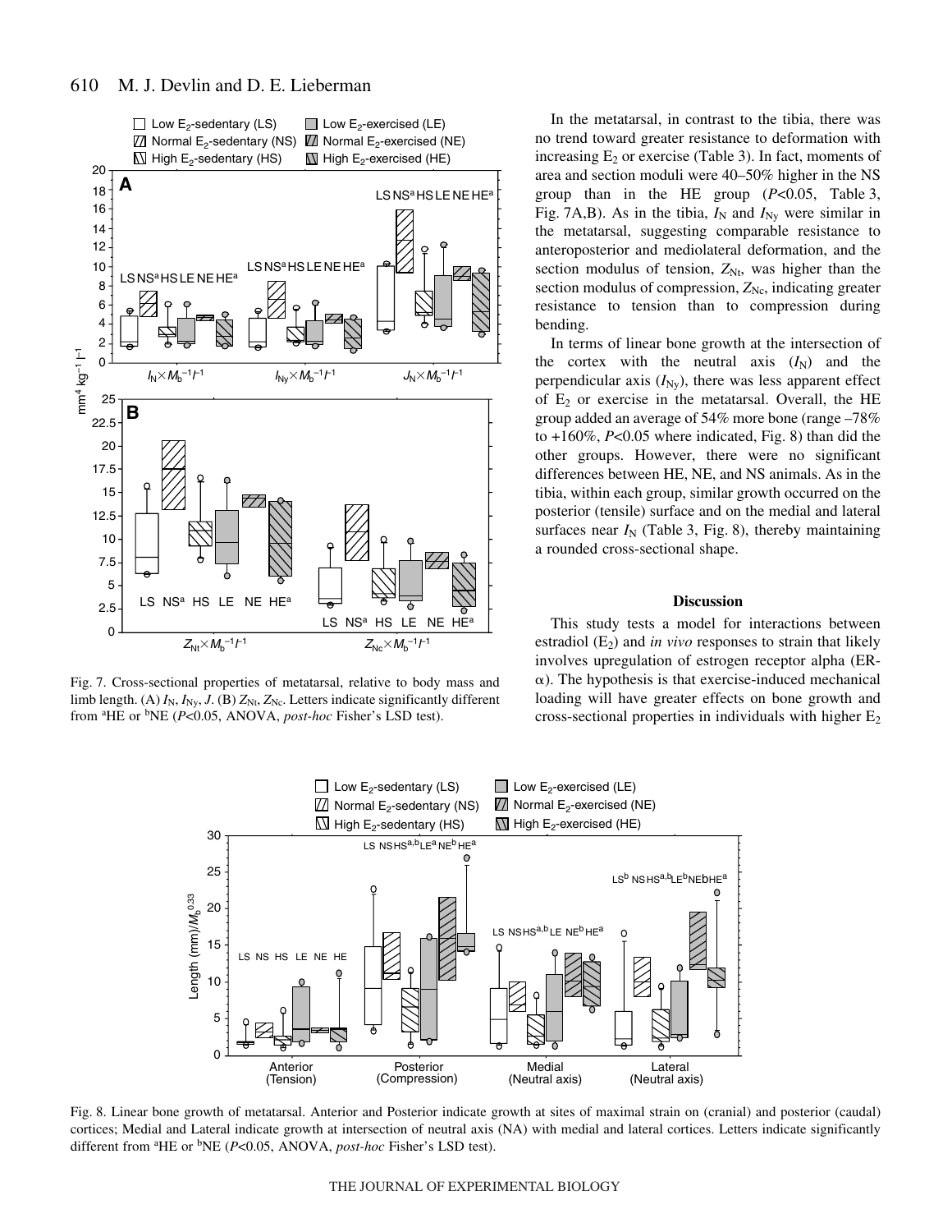Fig. 7. Cross-sectional properties of metatarsal, relative to body mass and limb length. (A) $I_N$, $I_{Ny}$, $J$. (B) $Z_{Nt}$, $Z_{Nc}$. Letters indicate significantly different from [a]HE or [b]NE ($P$<0.05, ANOVA, *post-hoc* Fisher's LSD test).

In the metatarsal, in contrast to the tibia, there was no trend toward greater resistance to deformation with increasing $E_2$ or exercise (Table 3). In fact, moments of area and section moduli were 40–50% higher in the NS group than in the HE group ($P$<0.05, Table 3, Fig. 7A,B). As in the tibia, $I_N$ and $I_{Ny}$ were similar in the metatarsal, suggesting comparable resistance to anteroposterior and mediolateral deformation, and the section modulus of tension, $Z_{Nt}$, was higher than the section modulus of compression, $Z_{Nc}$, indicating greater resistance to tension than to compression during bending.

In terms of linear bone growth at the intersection of the cortex with the neutral axis ($I_N$) and the perpendicular axis ($I_{Ny}$), there was less apparent effect of $E_2$ or exercise in the metatarsal. Overall, the HE group added an average of 54% more bone (range –78% to +160%, $P$<0.05 where indicated, Fig. 8) than did the other groups. However, there were no significant differences between HE, NE, and NS animals. As in the tibia, within each group, similar growth occurred on the posterior (tensile) surface and on the medial and lateral surfaces near $I_N$ (Table 3, Fig. 8), thereby maintaining a rounded cross-sectional shape.

## Discussion

This study tests a model for interactions between estradiol ($E_2$) and *in vivo* responses to strain that likely involves upregulation of estrogen receptor alpha (ER-α). The hypothesis is that exercise-induced mechanical loading will have greater effects on bone growth and cross-sectional properties in individuals with higher $E_2$

Fig. 8. Linear bone growth of metatarsal. Anterior and Posterior indicate growth at sites of maximal strain on (cranial) and posterior (caudal) cortices; Medial and Lateral indicate growth at intersection of neutral axis (NA) with medial and lateral cortices. Letters indicate significantly different from [a]HE or [b]NE ($P$<0.05, ANOVA, *post-hoc* Fisher's LSD test).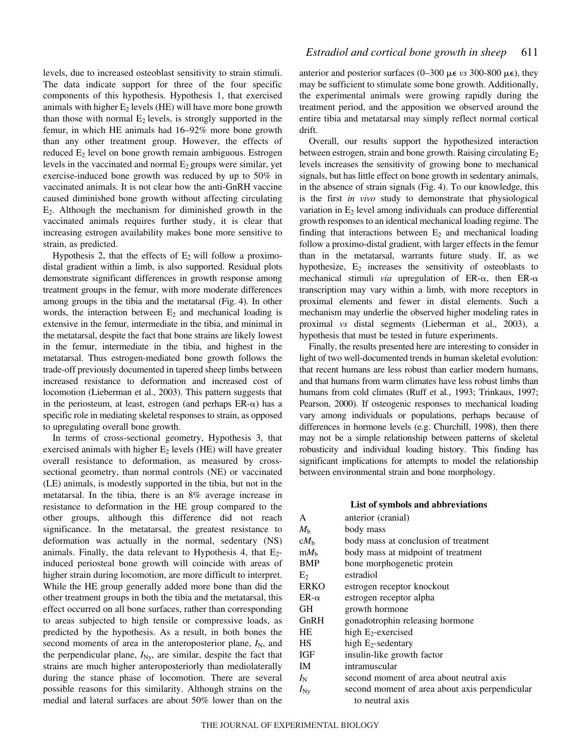levels, due to increased osteoblast sensitivity to strain stimuli. The data indicate support for three of the four specific components of this hypothesis. Hypothesis 1, that exercised animals with higher $E_2$ levels (HE) will have more bone growth than those with normal $E_2$ levels, is strongly supported in the femur, in which HE animals had 16–92% more bone growth than any other treatment group. However, the effects of reduced $E_2$ level on bone growth remain ambiguous. Estrogen levels in the vaccinated and normal $E_2$ groups were similar, yet exercise-induced bone growth was reduced by up to 50% in vaccinated animals. It is not clear how the anti-GnRH vaccine caused diminished bone growth without affecting circulating $E_2$. Although the mechanism for diminished growth in the vaccinated animals requires further study, it is clear that increasing estrogen availability makes bone more sensitive to strain, as predicted.

Hypothesis 2, that the effects of $E_2$ will follow a proximo-distal gradient within a limb, is also supported. Residual plots demonstrate significant differences in growth response among treatment groups in the femur, with more moderate differences among groups in the tibia and the metatarsal (Fig. 4). In other words, the interaction between $E_2$ and mechanical loading is extensive in the femur, intermediate in the tibia, and minimal in the metatarsal, despite the fact that bone strains are likely lowest in the femur, intermediate in the tibia, and highest in the metatarsal. Thus estrogen-mediated bone growth follows the trade-off previously documented in tapered sheep limbs between increased resistance to deformation and increased cost of locomotion (Lieberman et al., 2003). This pattern suggests that in the periosteum, at least, estrogen (and perhaps ER-α) has a specific role in mediating skeletal responses to strain, as opposed to upregulating overall bone growth.

In terms of cross-sectional geometry, Hypothesis 3, that exercised animals with higher $E_2$ levels (HE) will have greater overall resistance to deformation, as measured by cross-sectional geometry, than normal controls (NE) or vaccinated (LE) animals, is modestly supported in the tibia, but not in the metatarsal. In the tibia, there is an 8% average increase in resistance to deformation in the HE group compared to the other groups, although this difference did not reach significance. In the metatarsal, the greatest resistance to deformation was actually in the normal, sedentary (NS) animals. Finally, the data relevant to Hypothesis 4, that $E_2$-induced periosteal bone growth will coincide with areas of higher strain during locomotion, are more difficult to interpret. While the HE group generally added more bone than did the other treatment groups in both the tibia and the metatarsal, this effect occurred on all bone surfaces, rather than corresponding to areas subjected to high tensile or compressive loads, as predicted by the hypothesis. As a result, in both bones the second moments of area in the anteroposterior plane, $I_N$, and the perpendicular plane, $I_{Ny}$, are similar, despite the fact that strains are much higher anteroposteriorly than mediolaterally during the stance phase of locomotion. There are several possible reasons for this similarity. Although strains on the medial and lateral surfaces are about 50% lower than on the anterior and posterior surfaces (0–300 με *vs* 300-800 με), they may be sufficient to stimulate some bone growth. Additionally, the experimental animals were growing rapidly during the treatment period, and the apposition we observed around the entire tibia and metatarsal may simply reflect normal cortical drift.

Overall, our results support the hypothesized interaction between estrogen, strain and bone growth. Raising circulating $E_2$ levels increases the sensitivity of growing bone to mechanical signals, but has little effect on bone growth in sedentary animals, in the absence of strain signals (Fig. 4). To our knowledge, this is the first *in vivo* study to demonstrate that physiological variation in $E_2$ level among individuals can produce differential growth responses to an identical mechanical loading regime. The finding that interactions between $E_2$ and mechanical loading follow a proximo-distal gradient, with larger effects in the femur than in the metatarsal, warrants future study. If, as we hypothesize, $E_2$ increases the sensitivity of osteoblasts to mechanical stimuli *via* upregulation of ER-α, then ER-α transcription may vary within a limb, with more receptors in proximal elements and fewer in distal elements. Such a mechanism may underlie the observed higher modeling rates in proximal *vs* distal segments (Lieberman et al., 2003), a hypothesis that must be tested in future experiments.

Finally, the results presented here are interesting to consider in light of two well-documented trends in human skeletal evolution: that recent humans are less robust than earlier modern humans, and that humans from warm climates have less robust limbs than humans from cold climates (Ruff et al., 1993; Trinkaus, 1997; Pearson, 2000). If osteogenic responses to mechanical loading vary among individuals or populations, perhaps because of differences in hormone levels (e.g. Churchill, 1998), then there may not be a simple relationship between patterns of skeletal robusticity and individual loading history. This finding has significant implications for attempts to model the relationship between environmental strain and bone morphology.

### List of symbols and abbreviations

| | |
|---|---|
| A | anterior (cranial) |
| $M_b$ | body mass |
| $cM_b$ | body mass at conclusion of treatment |
| $mM_b$ | body mass at midpoint of treatment |
| BMP | bone morphogenetic protein |
| $E_2$ | estradiol |
| ERKO | estrogen receptor knockout |
| ER-α | estrogen receptor alpha |
| GH | growth hormone |
| GnRH | gonadotrophin releasing hormone |
| HE | high $E_2$-exercised |
| HS | high $E_2$-sedentary |
| IGF | insulin-like growth factor |
| IM | intramuscular |
| $I_N$ | second moment of area about neutral axis |
| $I_{Ny}$ | second moment of area about axis perpendicular to neutral axis |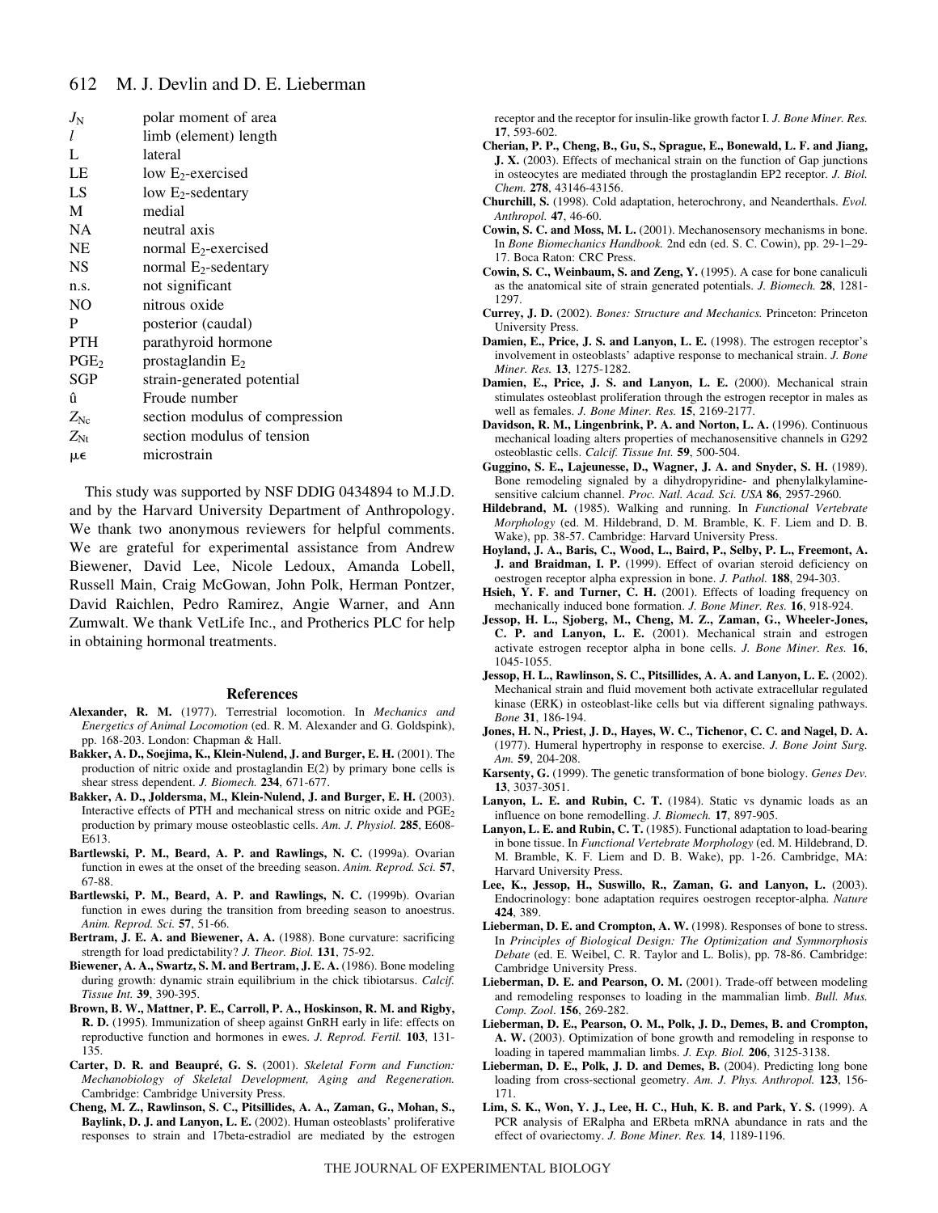| | |
|---|---|
| $J_N$ | polar moment of area |
| $l$ | limb (element) length |
| L | lateral |
| LE | low $E_2$-exercised |
| LS | low $E_2$-sedentary |
| M | medial |
| NA | neutral axis |
| NE | normal $E_2$-exercised |
| NS | normal $E_2$-sedentary |
| n.s. | not significant |
| NO | nitrous oxide |
| P | posterior (caudal) |
| PTH | parathyroid hormone |
| $PGE_2$ | prostaglandin $E_2$ |
| SGP | strain-generated potential |
| $\hat{u}$ | Froude number |
| $Z_{Nc}$ | section modulus of compression |
| $Z_{Nt}$ | section modulus of tension |
| $\mu\epsilon$ | microstrain |

This study was supported by NSF DDIG 0434894 to M.J.D. and by the Harvard University Department of Anthropology. We thank two anonymous reviewers for helpful comments. We are grateful for experimental assistance from Andrew Biewener, David Lee, Nicole Ledoux, Amanda Lobell, Russell Main, Craig McGowan, John Polk, Herman Pontzer, David Raichlen, Pedro Ramirez, Angie Warner, and Ann Zumwalt. We thank VetLife Inc., and Protherics PLC for help in obtaining hormonal treatments.

## References

**Alexander, R. M.** (1977). Terrestrial locomotion. In *Mechanics and Energetics of Animal Locomotion* (ed. R. M. Alexander and G. Goldspink), pp. 168-203. London: Chapman & Hall.

**Bakker, A. D., Soejima, K., Klein-Nulend, J. and Burger, E. H.** (2001). The production of nitric oxide and prostaglandin E(2) by primary bone cells is shear stress dependent. *J. Biomech.* **234**, 671-677.

**Bakker, A. D., Joldersma, M., Klein-Nulend, J. and Burger, E. H.** (2003). Interactive effects of PTH and mechanical stress on nitric oxide and $PGE_2$ production by primary mouse osteoblastic cells. *Am. J. Physiol.* **285**, E608-E613.

**Bartlewski, P. M., Beard, A. P. and Rawlings, N. C.** (1999a). Ovarian function in ewes at the onset of the breeding season. *Anim. Reprod. Sci.* **57**, 67-88.

**Bartlewski, P. M., Beard, A. P. and Rawlings, N. C.** (1999b). Ovarian function in ewes during the transition from breeding season to anoestrus. *Anim. Reprod. Sci.* **57**, 51-66.

**Bertram, J. E. A. and Biewener, A. A.** (1988). Bone curvature: sacrificing strength for load predictability? *J. Theor. Biol.* **131**, 75-92.

**Biewener, A. A., Swartz, S. M. and Bertram, J. E. A.** (1986). Bone modeling during growth: dynamic strain equilibrium in the chick tibiotarsus. *Calcif. Tissue Int.* **39**, 390-395.

**Brown, B. W., Mattner, P. E., Carroll, P. A., Hoskinson, R. M. and Rigby, R. D.** (1995). Immunization of sheep against GnRH early in life: effects on reproductive function and hormones in ewes. *J. Reprod. Fertil.* **103**, 131-135.

**Carter, D. R. and Beaupré, G. S.** (2001). *Skeletal Form and Function: Mechanobiology of Skeletal Development, Aging and Regeneration.* Cambridge: Cambridge University Press.

**Cheng, M. Z., Rawlinson, S. C., Pitsillides, A. A., Zaman, G., Mohan, S., Baylink, D. J. and Lanyon, L. E.** (2002). Human osteoblasts' proliferative responses to strain and 17beta-estradiol are mediated by the estrogen receptor and the receptor for insulin-like growth factor I. *J. Bone Miner. Res.* **17**, 593-602.

**Cherian, P. P., Cheng, B., Gu, S., Sprague, E., Bonewald, L. F. and Jiang, J. X.** (2003). Effects of mechanical strain on the function of Gap junctions in osteocytes are mediated through the prostaglandin EP2 receptor. *J. Biol. Chem.* **278**, 43146-43156.

**Churchill, S.** (1998). Cold adaptation, heterochrony, and Neanderthals. *Evol. Anthropol.* **47**, 46-60.

**Cowin, S. C. and Moss, M. L.** (2001). Mechanosensory mechanisms in bone. In *Bone Biomechanics Handbook.* 2nd edn (ed. S. C. Cowin), pp. 29-1–29-17. Boca Raton: CRC Press.

**Cowin, S. C., Weinbaum, S. and Zeng, Y.** (1995). A case for bone canaliculi as the anatomical site of strain generated potentials. *J. Biomech.* **28**, 1281-1297.

**Currey, J. D.** (2002). *Bones: Structure and Mechanics.* Princeton: Princeton University Press.

**Damien, E., Price, J. S. and Lanyon, L. E.** (1998). The estrogen receptor's involvement in osteoblasts' adaptive response to mechanical strain. *J. Bone Miner. Res.* **13**, 1275-1282.

**Damien, E., Price, J. S. and Lanyon, L. E.** (2000). Mechanical strain stimulates osteoblast proliferation through the estrogen receptor in males as well as females. *J. Bone Miner. Res.* **15**, 2169-2177.

**Davidson, R. M., Lingenbrink, P. A. and Norton, L. A.** (1996). Continuous mechanical loading alters properties of mechanosensitive channels in G292 osteoblastic cells. *Calcif. Tissue Int.* **59**, 500-504.

**Guggino, S. E., Lajeunesse, D., Wagner, J. A. and Snyder, S. H.** (1989). Bone remodeling signaled by a dihydropyridine- and phenylalkylamine-sensitive calcium channel. *Proc. Natl. Acad. Sci. USA* **86**, 2957-2960.

**Hildebrand, M.** (1985). Walking and running. In *Functional Vertebrate Morphology* (ed. M. Hildebrand, D. M. Bramble, K. F. Liem and D. B. Wake), pp. 38-57. Cambridge: Harvard University Press.

**Hoyland, J. A., Baris, C., Wood, L., Baird, P., Selby, P. L., Freemont, A. J. and Braidman, I. P.** (1999). Effect of ovarian steroid deficiency on oestrogen receptor alpha expression in bone. *J. Pathol.* **188**, 294-303.

**Hsieh, Y. F. and Turner, C. H.** (2001). Effects of loading frequency on mechanically induced bone formation. *J. Bone Miner. Res.* **16**, 918-924.

**Jessop, H. L., Sjoberg, M., Cheng, M. Z., Zaman, G., Wheeler-Jones, C. P. and Lanyon, L. E.** (2001). Mechanical strain and estrogen activate estrogen receptor alpha in bone cells. *J. Bone Miner. Res.* **16**, 1045-1055.

**Jessop, H. L., Rawlinson, S. C., Pitsillides, A. A. and Lanyon, L. E.** (2002). Mechanical strain and fluid movement both activate extracellular regulated kinase (ERK) in osteoblast-like cells but via different signaling pathways. *Bone* **31**, 186-194.

**Jones, H. N., Priest, J. D., Hayes, W. C., Tichenor, C. C. and Nagel, D. A.** (1977). Humeral hypertrophy in response to exercise. *J. Bone Joint Surg. Am.* **59**, 204-208.

**Karsenty, G.** (1999). The genetic transformation of bone biology. *Genes Dev.* **13**, 3037-3051.

**Lanyon, L. E. and Rubin, C. T.** (1984). Static vs dynamic loads as an influence on bone remodelling. *J. Biomech.* **17**, 897-905.

**Lanyon, L. E. and Rubin, C. T.** (1985). Functional adaptation to load-bearing in bone tissue. In *Functional Vertebrate Morphology* (ed. M. Hildebrand, D. M. Bramble, K. F. Liem and D. B. Wake), pp. 1-26. Cambridge, MA: Harvard University Press.

**Lee, K., Jessop, H., Suswillo, R., Zaman, G. and Lanyon, L.** (2003). Endocrinology: bone adaptation requires oestrogen receptor-alpha. *Nature* **424**, 389.

**Lieberman, D. E. and Crompton, A. W.** (1998). Responses of bone to stress. In *Principles of Biological Design: The Optimization and Symmorphosis Debate* (ed. E. Weibel, C. R. Taylor and L. Bolis), pp. 78-86. Cambridge: Cambridge University Press.

**Lieberman, D. E. and Pearson, O. M.** (2001). Trade-off between modeling and remodeling responses to loading in the mammalian limb. *Bull. Mus. Comp. Zool*. **156**, 269-282.

**Lieberman, D. E., Pearson, O. M., Polk, J. D., Demes, B. and Crompton, A. W.** (2003). Optimization of bone growth and remodeling in response to loading in tapered mammalian limbs. *J. Exp. Biol.* **206**, 3125-3138.

**Lieberman, D. E., Polk, J. D. and Demes, B.** (2004). Predicting long bone loading from cross-sectional geometry. *Am. J. Phys. Anthropol.* **123**, 156-171.

**Lim, S. K., Won, Y. J., Lee, H. C., Huh, K. B. and Park, Y. S.** (1999). A PCR analysis of ERalpha and ERbeta mRNA abundance in rats and the effect of ovariectomy. *J. Bone Miner. Res.* **14**, 1189-1196.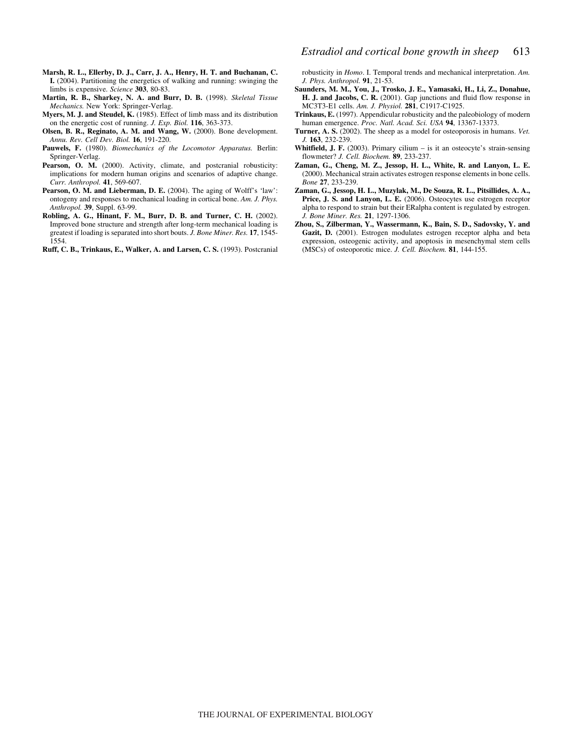**Marsh, R. L., Ellerby, D. J., Carr, J. A., Henry, H. T. and Buchanan, C. I.** (2004). Partitioning the energetics of walking and running: swinging the limbs is expensive. *Science* **303**, 80-83.

**Martin, R. B., Sharkey, N. A. and Burr, D. B.** (1998). *Skeletal Tissue Mechanics.* New York: Springer-Verlag.

**Myers, M. J. and Steudel, K.** (1985). Effect of limb mass and its distribution on the energetic cost of running. *J. Exp. Biol.* **116**, 363-373.

**Olsen, B. R., Reginato, A. M. and Wang, W.** (2000). Bone development. *Annu. Rev. Cell Dev. Biol.* **16**, 191-220.

**Pauwels, F.** (1980). *Biomechanics of the Locomotor Apparatus.* Berlin: Springer-Verlag.

**Pearson, O. M.** (2000). Activity, climate, and postcranial robusticity: implications for modern human origins and scenarios of adaptive change. *Curr. Anthropol.* **41**, 569-607.

**Pearson, O. M. and Lieberman, D. E.** (2004). The aging of Wolff's 'law': ontogeny and responses to mechanical loading in cortical bone. *Am. J. Phys. Anthropol.* **39**, Suppl. 63-99.

**Robling, A. G., Hinant, F. M., Burr, D. B. and Turner, C. H.** (2002). Improved bone structure and strength after long-term mechanical loading is greatest if loading is separated into short bouts. *J. Bone Miner. Res.* **17**, 1545-1554.

**Ruff, C. B., Trinkaus, E., Walker, A. and Larsen, C. S.** (1993). Postcranial robusticity in *Homo*. I. Temporal trends and mechanical interpretation. *Am. J. Phys. Anthropol.* **91**, 21-53.

**Saunders, M. M., You, J., Trosko, J. E., Yamasaki, H., Li, Z., Donahue, H. J. and Jacobs, C. R.** (2001). Gap junctions and fluid flow response in MC3T3-E1 cells. *Am. J. Physiol.* **281**, C1917-C1925.

**Trinkaus, E.** (1997). Appendicular robusticity and the paleobiology of modern human emergence. *Proc. Natl. Acad. Sci. USA* **94**, 13367-13373.

**Turner, A. S.** (2002). The sheep as a model for osteoporosis in humans. *Vet. J.* **163**, 232-239.

**Whitfield, J. F.** (2003). Primary cilium – is it an osteocyte's strain-sensing flowmeter? *J. Cell. Biochem.* **89**, 233-237.

**Zaman, G., Cheng, M. Z., Jessop, H. L., White, R. and Lanyon, L. E.** (2000). Mechanical strain activates estrogen response elements in bone cells. *Bone* **27**, 233-239.

**Zaman, G., Jessop, H. L., Muzylak, M., De Souza, R. L., Pitsillides, A. A., Price, J. S. and Lanyon, L. E.** (2006). Osteocytes use estrogen receptor alpha to respond to strain but their ERalpha content is regulated by estrogen. *J. Bone Miner. Res.* **21**, 1297-1306.

**Zhou, S., Zilberman, Y., Wassermann, K., Bain, S. D., Sadovsky, Y. and Gazit, D.** (2001). Estrogen modulates estrogen receptor alpha and beta expression, osteogenic activity, and apoptosis in mesenchymal stem cells (MSCs) of osteoporotic mice. *J. Cell. Biochem.* **81**, 144-155.